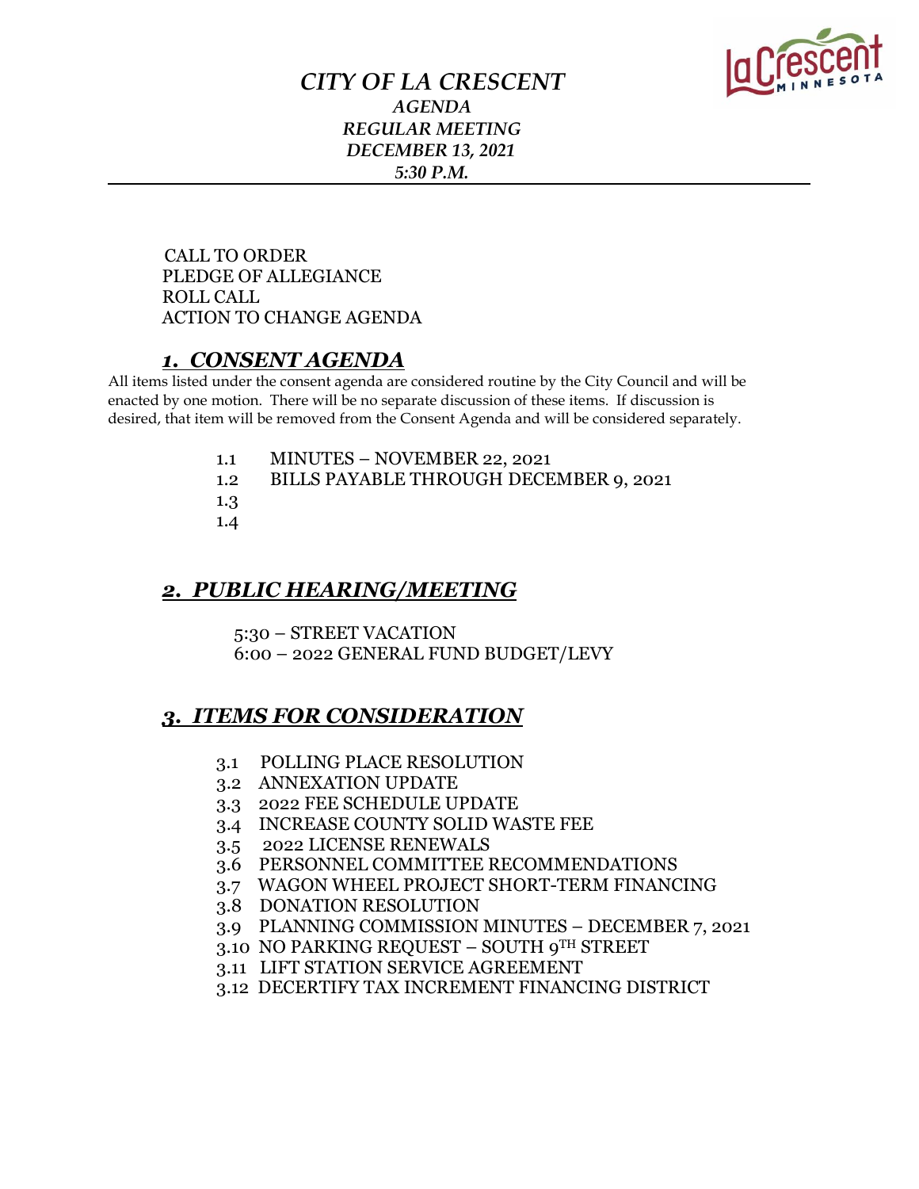# *CITY OF LA CRESCENT*

## *AGENDA*
## *REGULAR MEETING*
## *DECEMBER 13, 2021*
## *5:30 P.M.*

---

CALL TO ORDER
PLEDGE OF ALLEGIANCE
ROLL CALL
ACTION TO CHANGE AGENDA

## ***1. CONSENT AGENDA***

All items listed under the consent agenda are considered routine by the City Council and will be enacted by one motion. There will be no separate discussion of these items. If discussion is desired, that item will be removed from the Consent Agenda and will be considered separately.

1.1 MINUTES – NOVEMBER 22, 2021
1.2 BILLS PAYABLE THROUGH DECEMBER 9, 2021
1.3
1.4

## ***2. PUBLIC HEARING/MEETING***

5:30 – STREET VACATION
6:00 – 2022 GENERAL FUND BUDGET/LEVY

## ***3. ITEMS FOR CONSIDERATION***

3.1 POLLING PLACE RESOLUTION
3.2 ANNEXATION UPDATE
3.3 2022 FEE SCHEDULE UPDATE
3.4 INCREASE COUNTY SOLID WASTE FEE
3.5 2022 LICENSE RENEWALS
3.6 PERSONNEL COMMITTEE RECOMMENDATIONS
3.7 WAGON WHEEL PROJECT SHORT-TERM FINANCING
3.8 DONATION RESOLUTION
3.9 PLANNING COMMISSION MINUTES – DECEMBER 7, 2021
3.10 NO PARKING REQUEST – SOUTH 9TH STREET
3.11 LIFT STATION SERVICE AGREEMENT
3.12 DECERTIFY TAX INCREMENT FINANCING DISTRICT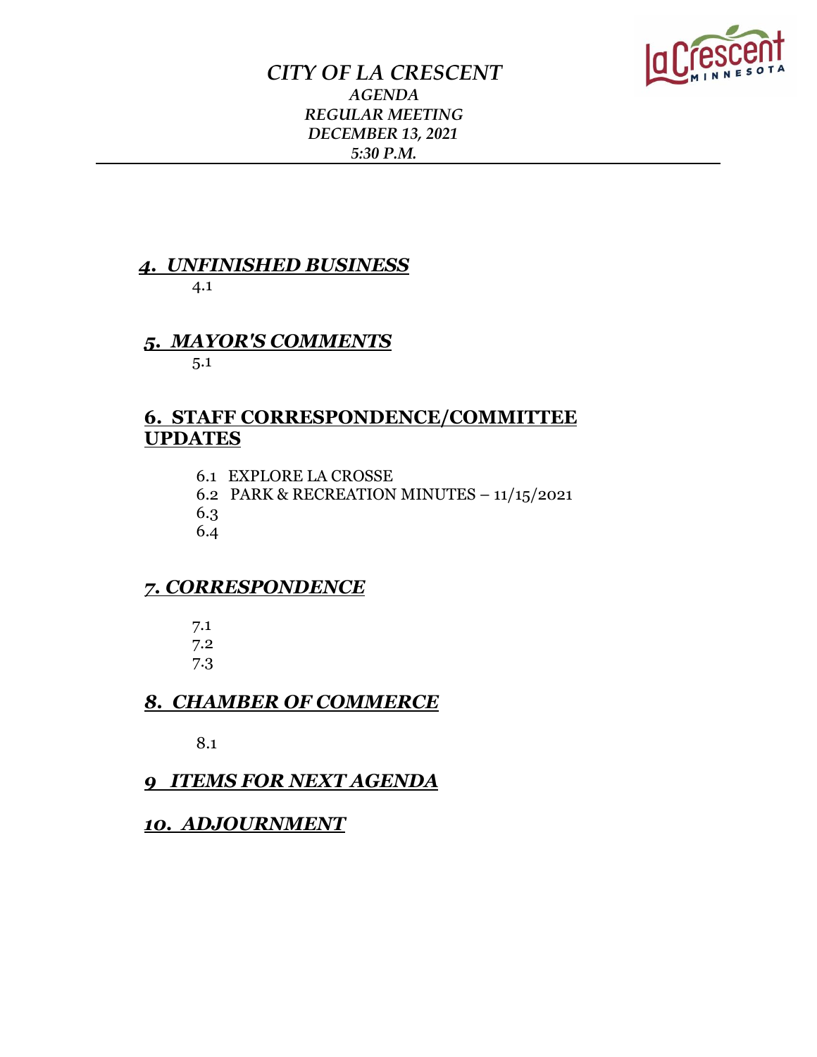*CITY OF LA CRESCENT*
*AGENDA*
*REGULAR MEETING*
*DECEMBER 13, 2021*
*5:30 P.M.*

---

## ***4. UNFINISHED BUSINESS***

4.1

## ***5. MAYOR'S COMMENTS***

5.1

## **6. STAFF CORRESPONDENCE/COMMITTEE UPDATES**

6.1 EXPLORE LA CROSSE
6.2 PARK & RECREATION MINUTES – 11/15/2021
6.3
6.4

## ***7. CORRESPONDENCE***

7.1
7.2
7.3

## ***8. CHAMBER OF COMMERCE***

8.1

## ***9 ITEMS FOR NEXT AGENDA***

## ***10. ADJOURNMENT***